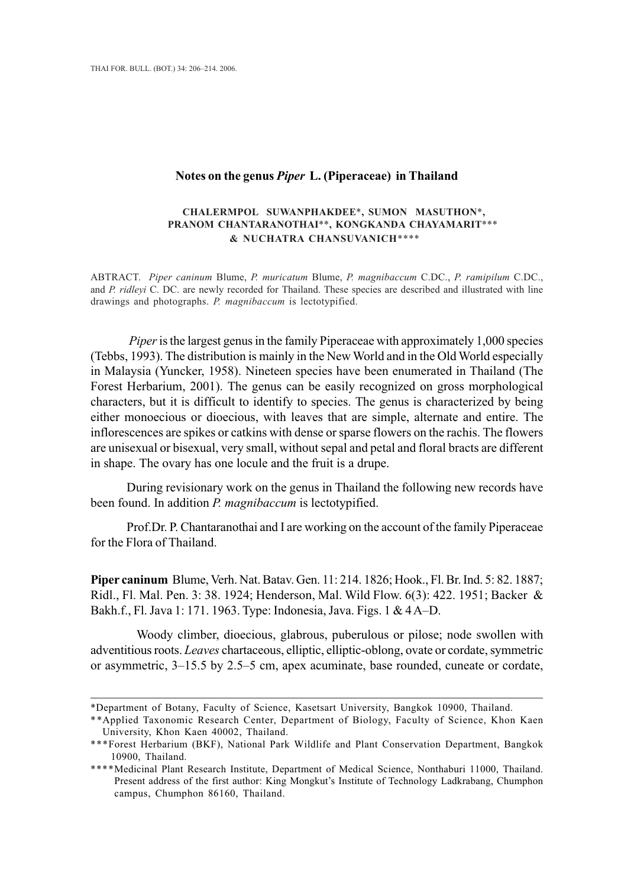# Notes on the genus *Piper* L. (Piperaceae) in Thailand

**CHALERMPOL SUWANPHAKDEE\*, SUMON MASUTHON\*, PRANOM CHANTARANOTHAI\*\*, KONGKANDA CHAYAMARIT\*\*\* & NUCHATRA CHANSUVANICH\*\*\*\***

ABTRACT. *Piper caninum* Blume, *P. muricatum* Blume, *P. magnibaccum* C.DC., *P. ramipilum* C.DC., and *P. ridleyi* C. DC. are newly recorded for Thailand. These species are described and illustrated with line drawings and photographs. *P. magnibaccum* is lectotypified.

*Piper* is the largest genus in the family Piperaceae with approximately 1,000 species (Tebbs, 1993). The distribution is mainly in the New World and in the Old World especially in Malaysia (Yuncker, 1958). Nineteen species have been enumerated in Thailand (The Forest Herbarium, 2001). The genus can be easily recognized on gross morphological characters, but it is difficult to identify to species. The genus is characterized by being either monoecious or dioecious, with leaves that are simple, alternate and entire. The inflorescences are spikes or catkins with dense or sparse flowers on the rachis. The flowers are unisexual or bisexual, very small, without sepal and petal and floral bracts are different in shape. The ovary has one locule and the fruit is a drupe.

During revisionary work on the genus in Thailand the following new records have been found. In addition *P. magnibaccum* is lectotypified.

Prof.Dr. P. Chantaranothai and I are working on the account of the family Piperaceae for the Flora of Thailand.

**Piper caninum** Blume, Verh. Nat. Batav. Gen. 11: 214. 1826; Hook., Fl. Br. Ind. 5: 82. 1887; Ridl., Fl. Mal. Pen. 3: 38. 1924; Henderson, Mal. Wild Flow. 6(3): 422. 1951; Backer & Bakh.f., Fl. Java 1: 171. 1963. Type: Indonesia, Java. Figs. 1 & 4 A–D.

Woody climber, dioecious, glabrous, puberulous or pilose; node swollen with adventitious roots. *Leaves* chartaceous, elliptic, elliptic-oblong, ovate or cordate, symmetric or asymmetric, 3–15.5 by 2.5–5 cm, apex acuminate, base rounded, cuneate or cordate,

---

\*Department of Botany, Faculty of Science, Kasetsart University, Bangkok 10900, Thailand.

\*\*Applied Taxonomic Research Center, Department of Biology, Faculty of Science, Khon Kaen University, Khon Kaen 40002, Thailand.

\*\*\*Forest Herbarium (BKF), National Park Wildlife and Plant Conservation Department, Bangkok 10900, Thailand.

\*\*\*\*Medicinal Plant Research Institute, Department of Medical Science, Nonthaburi 11000, Thailand. Present address of the first author: King Mongkut's Institute of Technology Ladkrabang, Chumphon campus, Chumphon 86160, Thailand.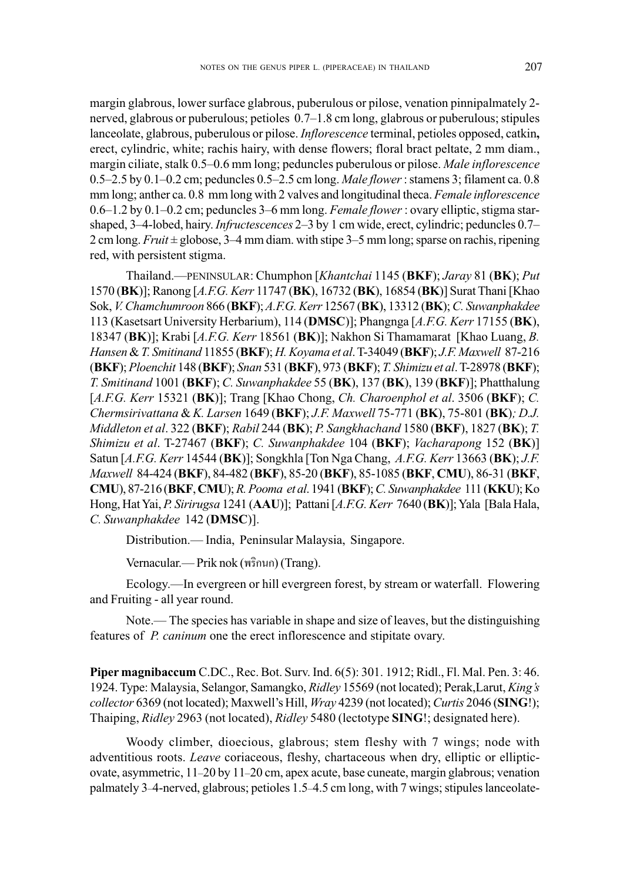margin glabrous, lower surface glabrous, puberulous or pilose, venation pinnipalmately 2-nerved, glabrous or puberulous; petioles 0.7–1.8 cm long, glabrous or puberulous; stipules lanceolate, glabrous, puberulous or pilose. *Inflorescence* terminal, petioles opposed, catkin**,** erect, cylindric, white; rachis hairy, with dense flowers; floral bract peltate, 2 mm diam., margin ciliate, stalk 0.5–0.6 mm long; peduncles puberulous or pilose. *Male inflorescence* 0.5–2.5 by 0.1–0.2 cm; peduncles 0.5–2.5 cm long. *Male flower* : stamens 3; filament ca. 0.8 mm long; anther ca. 0.8 mm long with 2 valves and longitudinal theca. *Female inflorescence* 0.6–1.2 by 0.1–0.2 cm; peduncles 3–6 mm long. *Female flower* : ovary elliptic, stigma star-shaped, 3–4-lobed, hairy. *Infructescences* 2–3 by 1 cm wide, erect, cylindric; peduncles 0.7–2 cm long. *Fruit* ± globose, 3–4 mm diam. with stipe 3–5 mm long; sparse on rachis, ripening red, with persistent stigma.

Thailand.—PENINSULAR: Chumphon [*Khantchai* 1145 (**BKF**); *Jaray* 81 (**BK**); *Put* 1570 (**BK**)]; Ranong [*A.F.G. Kerr* 11747 (**BK**), 16732 (**BK**), 16854 (**BK**)] Surat Thani [Khao Sok, *V. Chamchumroon* 866 (**BKF**); *A.F.G. Kerr* 12567 (**BK**), 13312 (**BK**); *C. Suwanphakdee* 113 (Kasetsart University Herbarium), 114 (**DMSC**)]; Phangnga [*A.F.G. Kerr* 17155 (**BK**), 18347 (**BK**)]; Krabi [*A.F.G. Kerr* 18561 (**BK**)]; Nakhon Si Thamamarat [Khao Luang, *B. Hansen* & *T. Smitinand* 11855 (**BKF**); *H. Koyama et al*. T-34049 (**BKF**); *J.F. Maxwell* 87-216 (**BKF**); *Ploenchit* 148 (**BKF**); *Snan* 531 (**BKF**), 973 (**BKF**); *T. Shimizu et al*. T-28978 (**BKF**); *T. Smitinand* 1001 (**BKF**); *C. Suwanphakdee* 55 (**BK**), 137 (**BK**), 139 (**BKF**)]; Phatthalung [*A.F.G. Kerr* 15321 (**BK**)]; Trang [Khao Chong, *Ch. Charoenphol et al*. 3506 (**BKF**); *C. Chermsirivattana* & *K. Larsen* 1649 (**BKF**); *J.F. Maxwell* 75-771 (**BK**), 75-801 (**BK**)*; D.J. Middleton et al*. 322 (**BKF**); *Rabil* 244 (**BK**); *P. Sangkhachand* 1580 (**BKF**), 1827 (**BK**); *T. Shimizu et al*. T-27467 (**BKF**); *C. Suwanphakdee* 104 (**BKF**); *Vacharapong* 152 (**BK**)] Satun [*A.F.G. Kerr* 14544 (**BK**)]; Songkhla [Ton Nga Chang, *A.F.G. Kerr* 13663 (**BK**); *J.F. Maxwell* 84-424 (**BKF**), 84-482 (**BKF**), 85-20 (**BKF**), 85-1085 (**BKF**, **CMU**), 86-31 (**BKF**, **CMU**), 87-216 (**BKF**, **CMU**); *R. Pooma et al*. 1941 (**BKF**); *C. Suwanphakdee* 111 (**KKU**); Ko Hong, Hat Yai, *P. Sirirugsa* 1241 (**AAU**)]; Pattani [*A.F.G. Kerr* 7640 (**BK**)]; Yala [Bala Hala, *C. Suwanphakdee* 142 (**DMSC**)].

Distribution.— India, Peninsular Malaysia, Singapore.

Vernacular.— Prik nok (พริกนก) (Trang).

Ecology.—In evergreen or hill evergreen forest, by stream or waterfall. Flowering and Fruiting - all year round.

Note.— The species has variable in shape and size of leaves, but the distinguishing features of *P. caninum* one the erect inflorescence and stipitate ovary.

**Piper magnibaccum** C.DC., Rec. Bot. Surv. Ind. 6(5): 301. 1912; Ridl., Fl. Mal. Pen. 3: 46. 1924. Type: Malaysia, Selangor, Samangko, *Ridley* 15569 (not located); Perak,Larut, *King's collector* 6369 (not located); Maxwell's Hill, *Wray* 4239 (not located); *Curtis* 2046 (**SING**!); Thaiping, *Ridley* 2963 (not located), *Ridley* 5480 (lectotype **SING**!; designated here).

Woody climber, dioecious, glabrous; stem fleshy with 7 wings; node with adventitious roots. *Leave* coriaceous, fleshy, chartaceous when dry, elliptic or elliptic-ovate, asymmetric, 11–20 by 11–20 cm, apex acute, base cuneate, margin glabrous; venation palmately 3–4-nerved, glabrous; petioles 1.5–4.5 cm long, with 7 wings; stipules lanceolate-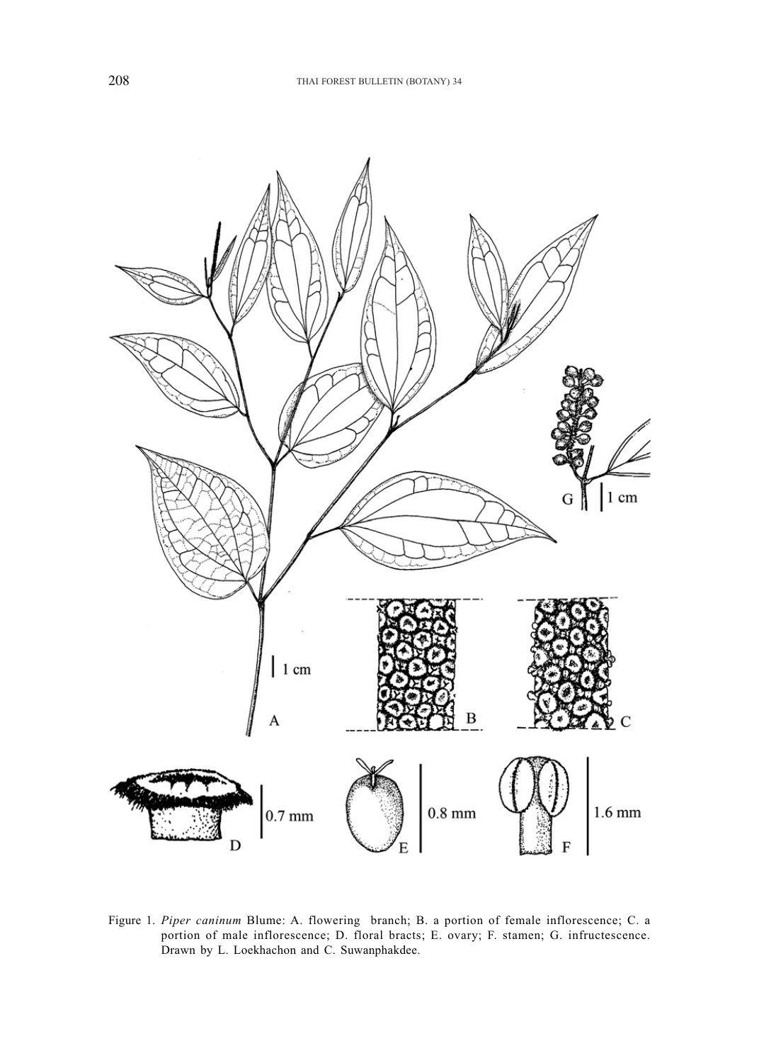Figure 1. *Piper caninum* Blume: A. flowering branch; B. a portion of female inflorescence; C. a portion of male inflorescence; D. floral bracts; E. ovary; F. stamen; G. infructescence. Drawn by L. Loekhachon and C. Suwanphakdee.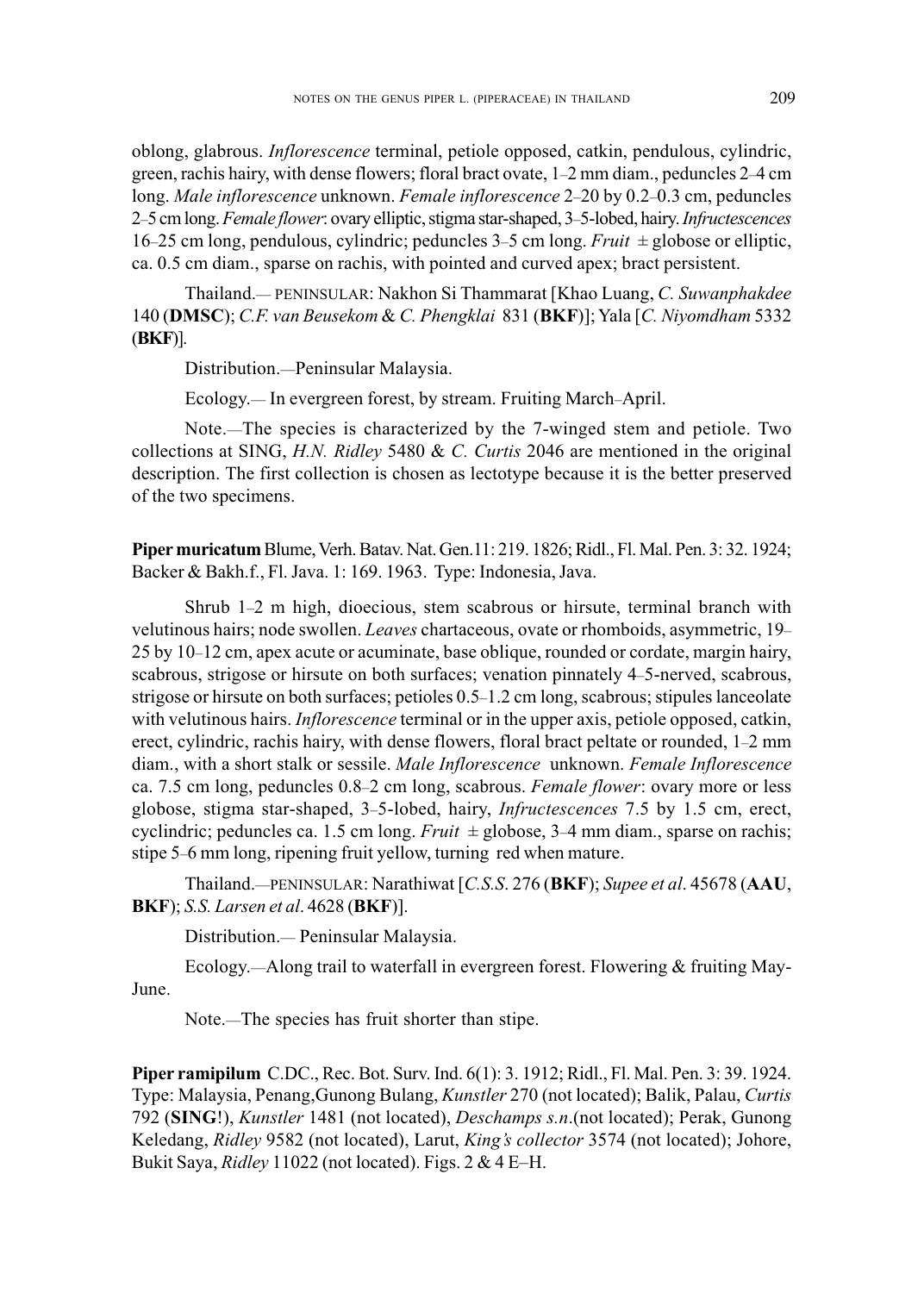oblong, glabrous. *Inflorescence* terminal, petiole opposed, catkin, pendulous, cylindric, green, rachis hairy, with dense flowers; floral bract ovate, 1–2 mm diam., peduncles 2–4 cm long. *Male inflorescence* unknown. *Female inflorescence* 2–20 by 0.2–0.3 cm, peduncles 2–5 cm long. *Female flower*: ovary elliptic, stigma star-shaped, 3–5-lobed, hairy. *Infructescences* 16–25 cm long, pendulous, cylindric; peduncles 3–5 cm long. *Fruit* ± globose or elliptic, ca. 0.5 cm diam., sparse on rachis, with pointed and curved apex; bract persistent.

Thailand.— PENINSULAR: Nakhon Si Thammarat [Khao Luang, *C. Suwanphakdee* 140 (**DMSC**); *C.F. van Beusekom* & *C. Phengklai* 831 (**BKF**)]; Yala [*C. Niyomdham* 5332 (**BKF**)].

Distribution.—Peninsular Malaysia.

Ecology.— In evergreen forest, by stream. Fruiting March–April.

Note.—The species is characterized by the 7-winged stem and petiole. Two collections at SING, *H.N. Ridley* 5480 & *C. Curtis* 2046 are mentioned in the original description. The first collection is chosen as lectotype because it is the better preserved of the two specimens.

**Piper muricatum** Blume, Verh. Batav. Nat. Gen.11: 219. 1826; Ridl., Fl. Mal. Pen. 3: 32. 1924; Backer & Bakh.f., Fl. Java. 1: 169. 1963. Type: Indonesia, Java.

Shrub 1–2 m high, dioecious, stem scabrous or hirsute, terminal branch with velutinous hairs; node swollen. *Leaves* chartaceous, ovate or rhomboids, asymmetric, 19–25 by 10–12 cm, apex acute or acuminate, base oblique, rounded or cordate, margin hairy, scabrous, strigose or hirsute on both surfaces; venation pinnately 4–5-nerved, scabrous, strigose or hirsute on both surfaces; petioles 0.5–1.2 cm long, scabrous; stipules lanceolate with velutinous hairs. *Inflorescence* terminal or in the upper axis, petiole opposed, catkin, erect, cylindric, rachis hairy, with dense flowers, floral bract peltate or rounded, 1–2 mm diam., with a short stalk or sessile. *Male Inflorescence* unknown. *Female Inflorescence* ca. 7.5 cm long, peduncles 0.8–2 cm long, scabrous. *Female flower*: ovary more or less globose, stigma star-shaped, 3–5-lobed, hairy, *Infructescences* 7.5 by 1.5 cm, erect, cyclindric; peduncles ca. 1.5 cm long. *Fruit* ± globose, 3–4 mm diam., sparse on rachis; stipe 5–6 mm long, ripening fruit yellow, turning red when mature.

Thailand.—PENINSULAR: Narathiwat [*C.S.S.* 276 (**BKF**); *Supee et al*. 45678 (**AAU**, **BKF**); *S.S. Larsen et al*. 4628 (**BKF**)].

Distribution.— Peninsular Malaysia.

Ecology.—Along trail to waterfall in evergreen forest. Flowering & fruiting May-June.

Note.—The species has fruit shorter than stipe.

**Piper ramipilum** C.DC., Rec. Bot. Surv. Ind. 6(1): 3. 1912; Ridl., Fl. Mal. Pen. 3: 39. 1924. Type: Malaysia, Penang,Gunong Bulang, *Kunstler* 270 (not located); Balik, Palau, *Curtis* 792 (**SING**!), *Kunstler* 1481 (not located), *Deschamps s.n*.(not located); Perak, Gunong Keledang, *Ridley* 9582 (not located), Larut, *King's collector* 3574 (not located); Johore, Bukit Saya, *Ridley* 11022 (not located). Figs. 2 & 4 E–H.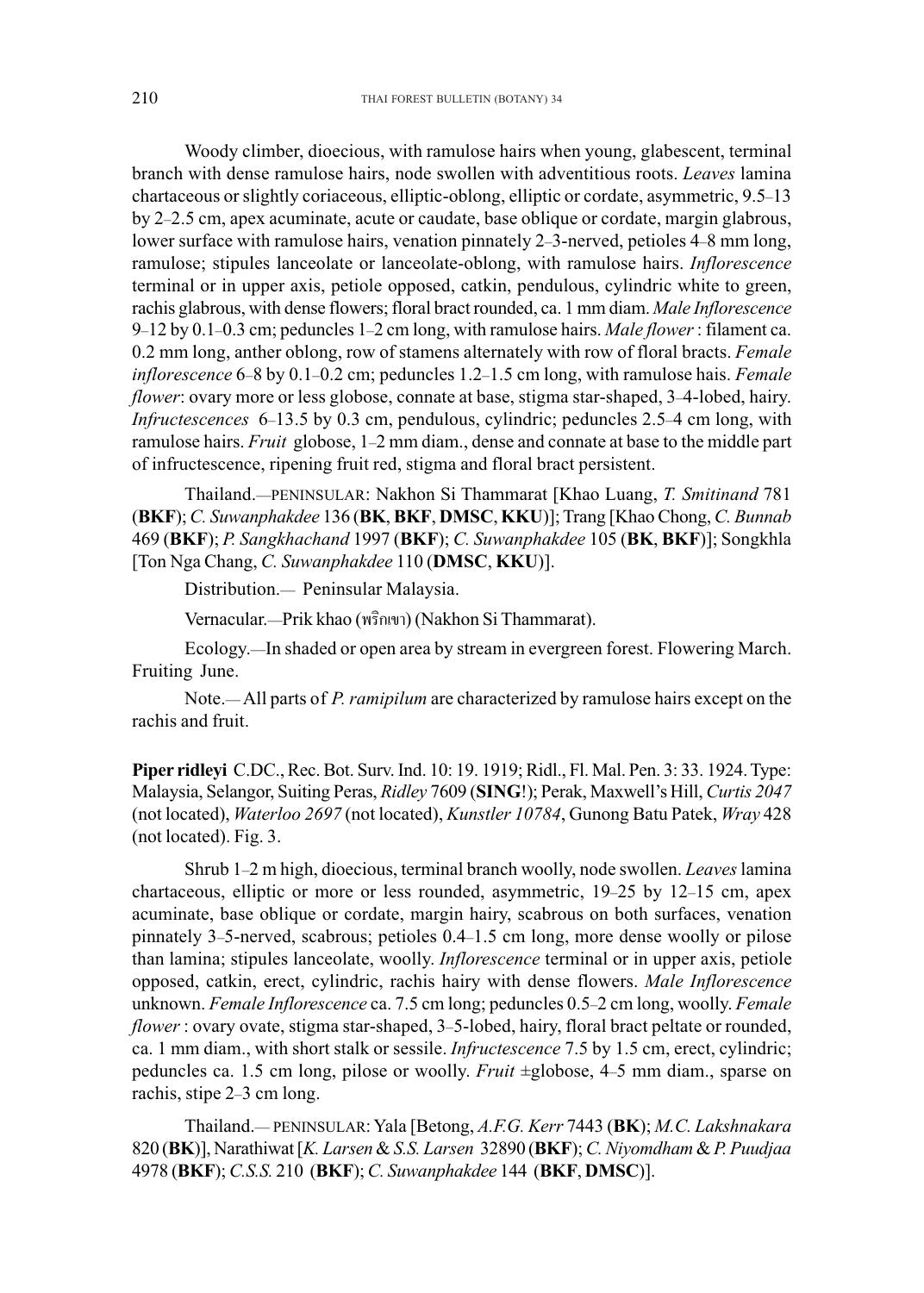Woody climber, dioecious, with ramulose hairs when young, glabescent, terminal branch with dense ramulose hairs, node swollen with adventitious roots. *Leaves* lamina chartaceous or slightly coriaceous, elliptic-oblong, elliptic or cordate, asymmetric, 9.5–13 by 2–2.5 cm, apex acuminate, acute or caudate, base oblique or cordate, margin glabrous, lower surface with ramulose hairs, venation pinnately 2–3-nerved, petioles 4–8 mm long, ramulose; stipules lanceolate or lanceolate-oblong, with ramulose hairs. *Inflorescence* terminal or in upper axis, petiole opposed, catkin, pendulous, cylindric white to green, rachis glabrous, with dense flowers; floral bract rounded, ca. 1 mm diam. *Male Inflorescence* 9–12 by 0.1–0.3 cm; peduncles 1–2 cm long, with ramulose hairs. *Male flower* : filament ca. 0.2 mm long, anther oblong, row of stamens alternately with row of floral bracts. *Female inflorescence* 6–8 by 0.1–0.2 cm; peduncles 1.2–1.5 cm long, with ramulose hais. *Female flower*: ovary more or less globose, connate at base, stigma star-shaped, 3–4-lobed, hairy. *Infructescences* 6–13.5 by 0.3 cm, pendulous, cylindric; peduncles 2.5–4 cm long, with ramulose hairs. *Fruit* globose, 1–2 mm diam., dense and connate at base to the middle part of infructescence, ripening fruit red, stigma and floral bract persistent.

Thailand.—PENINSULAR: Nakhon Si Thammarat [Khao Luang, *T. Smitinand* 781 (**BKF**); *C. Suwanphakdee* 136 (**BK**, **BKF**, **DMSC**, **KKU**)]; Trang [Khao Chong, *C. Bunnab* 469 (**BKF**); *P. Sangkhachand* 1997 (**BKF**); *C. Suwanphakdee* 105 (**BK**, **BKF**)]; Songkhla [Ton Nga Chang, *C. Suwanphakdee* 110 (**DMSC**, **KKU**)].

Distribution.— Peninsular Malaysia.

Vernacular.—Prik khao (พริกเขา) (Nakhon Si Thammarat).

Ecology.—In shaded or open area by stream in evergreen forest. Flowering March. Fruiting June.

Note.— All parts of *P. ramipilum* are characterized by ramulose hairs except on the rachis and fruit.

**Piper ridleyi** C.DC., Rec. Bot. Surv. Ind. 10: 19. 1919; Ridl., Fl. Mal. Pen. 3: 33. 1924. Type: Malaysia, Selangor, Suiting Peras, *Ridley* 7609 (**SING**!); Perak, Maxwell's Hill, *Curtis 2047* (not located), *Waterloo 2697* (not located), *Kunstler 10784*, Gunong Batu Patek, *Wray* 428 (not located). Fig. 3.

Shrub 1–2 m high, dioecious, terminal branch woolly, node swollen. *Leaves* lamina chartaceous, elliptic or more or less rounded, asymmetric, 19–25 by 12–15 cm, apex acuminate, base oblique or cordate, margin hairy, scabrous on both surfaces, venation pinnately 3–5-nerved, scabrous; petioles 0.4–1.5 cm long, more dense woolly or pilose than lamina; stipules lanceolate, woolly. *Inflorescence* terminal or in upper axis, petiole opposed, catkin, erect, cylindric, rachis hairy with dense flowers. *Male Inflorescence* unknown. *Female Inflorescence* ca. 7.5 cm long; peduncles 0.5–2 cm long, woolly. *Female flower* : ovary ovate, stigma star-shaped, 3–5-lobed, hairy, floral bract peltate or rounded, ca. 1 mm diam., with short stalk or sessile. *Infructescence* 7.5 by 1.5 cm, erect, cylindric; peduncles ca. 1.5 cm long, pilose or woolly. *Fruit* ±globose, 4–5 mm diam., sparse on rachis, stipe 2–3 cm long.

Thailand.— PENINSULAR: Yala [Betong, *A.F.G. Kerr* 7443 (**BK**); *M.C. Lakshnakara* 820 (**BK**)], Narathiwat [*K. Larsen* & *S.S. Larsen* 32890 (**BKF**); *C. Niyomdham* & *P. Puudjaa* 4978 (**BKF**); *C.S.S.* 210 (**BKF**); *C. Suwanphakdee* 144 (**BKF**, **DMSC**)].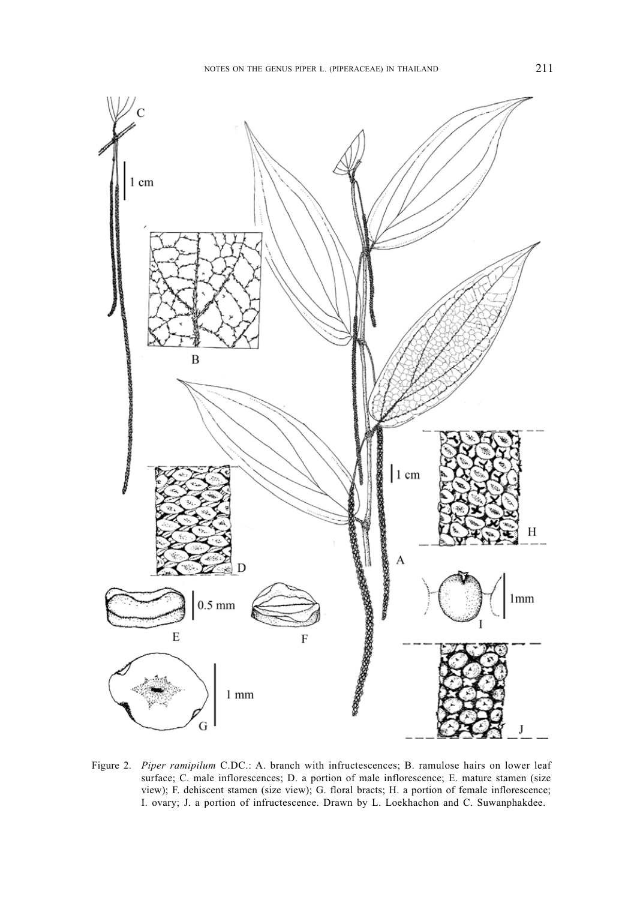Figure 2. *Piper ramipilum* C.DC.: A. branch with infructescences; B. ramulose hairs on lower leaf surface; C. male inflorescences; D. a portion of male inflorescence; E. mature stamen (size view); F. dehiscent stamen (size view); G. floral bracts; H. a portion of female inflorescence; I. ovary; J. a portion of infructescence. Drawn by L. Loekhachon and C. Suwanphakdee.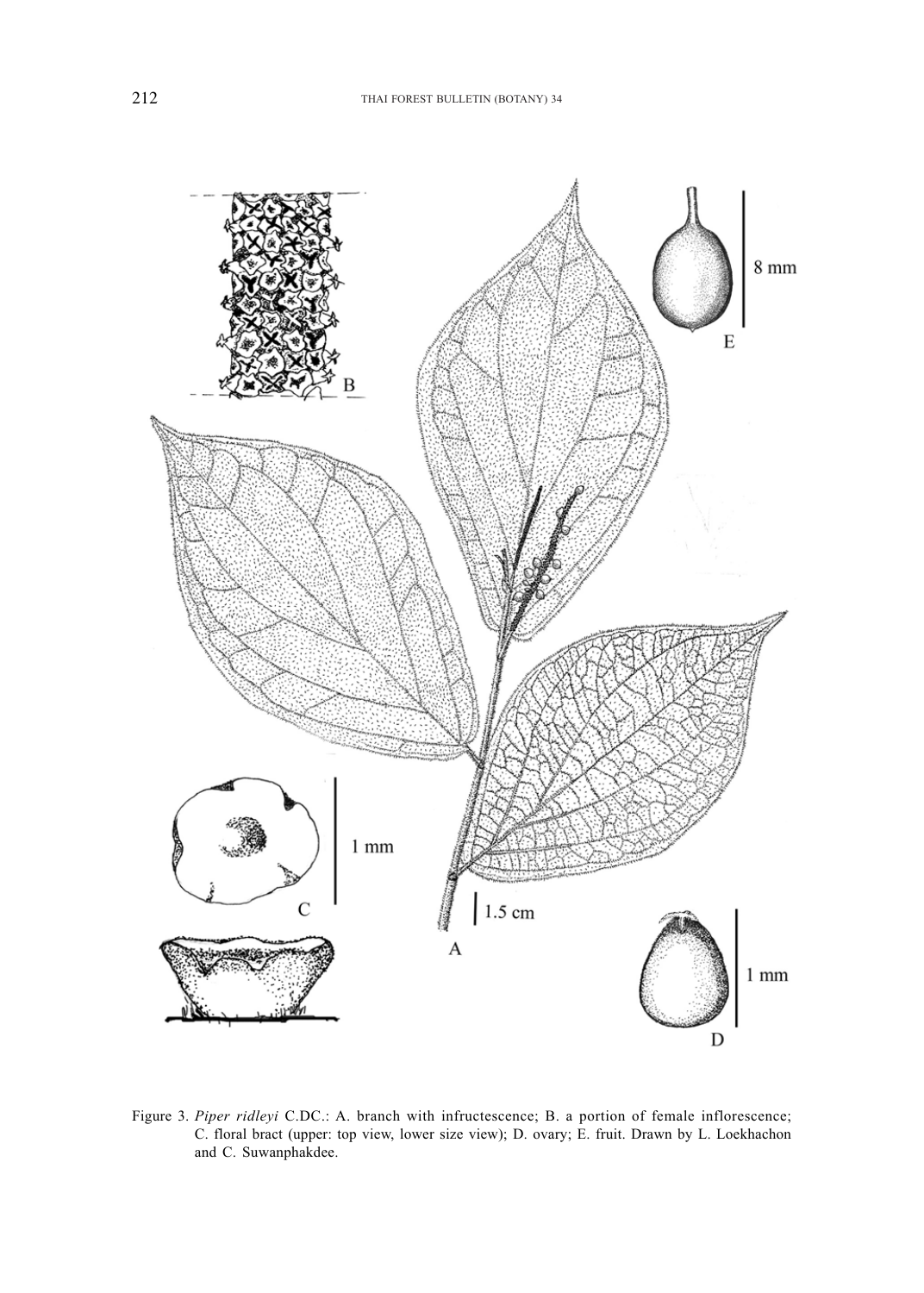Figure 3. *Piper ridleyi* C.DC.: A. branch with infructescence; B. a portion of female inflorescence; C. floral bract (upper: top view, lower size view); D. ovary; E. fruit. Drawn by L. Loekhachon and C. Suwanphakdee.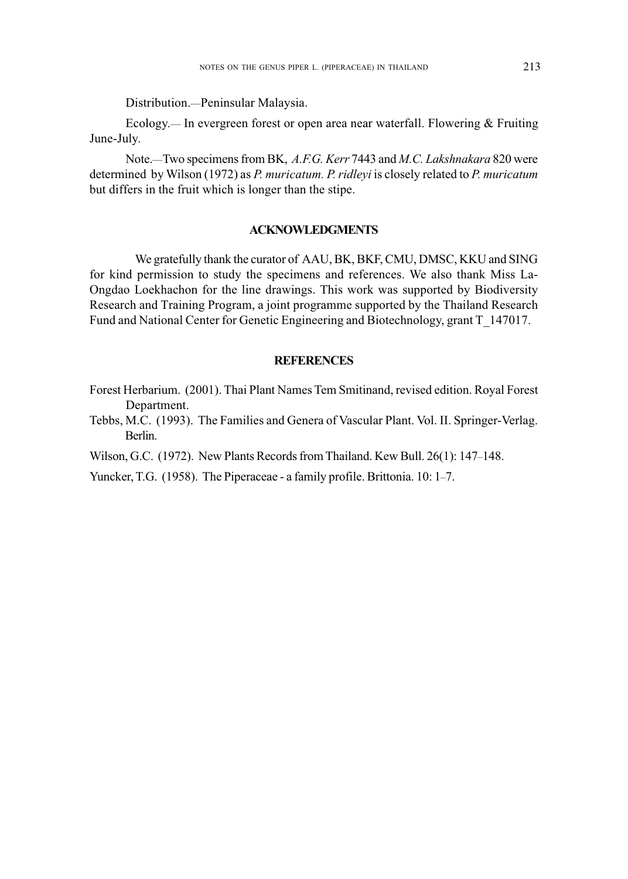Distribution.—Peninsular Malaysia.

Ecology.— In evergreen forest or open area near waterfall. Flowering & Fruiting June-July.

Note.—Two specimens from BK, *A.F.G. Kerr* 7443 and *M.C. Lakshnakara* 820 were determined by Wilson (1972) as *P. muricatum. P. ridleyi* is closely related to *P. muricatum* but differs in the fruit which is longer than the stipe.

## ACKNOWLEDGMENTS

We gratefully thank the curator of AAU, BK, BKF, CMU, DMSC, KKU and SING for kind permission to study the specimens and references. We also thank Miss La-Ongdao Loekhachon for the line drawings. This work was supported by Biodiversity Research and Training Program, a joint programme supported by the Thailand Research Fund and National Center for Genetic Engineering and Biotechnology, grant T_147017.

## REFERENCES

Forest Herbarium. (2001). Thai Plant Names Tem Smitinand, revised edition. Royal Forest Department.

Tebbs, M.C. (1993). The Families and Genera of Vascular Plant. Vol. II. Springer-Verlag. Berlin.

Wilson, G.C. (1972). New Plants Records from Thailand. Kew Bull. 26(1): 147–148.

Yuncker, T.G. (1958). The Piperaceae - a family profile. Brittonia. 10: 1–7.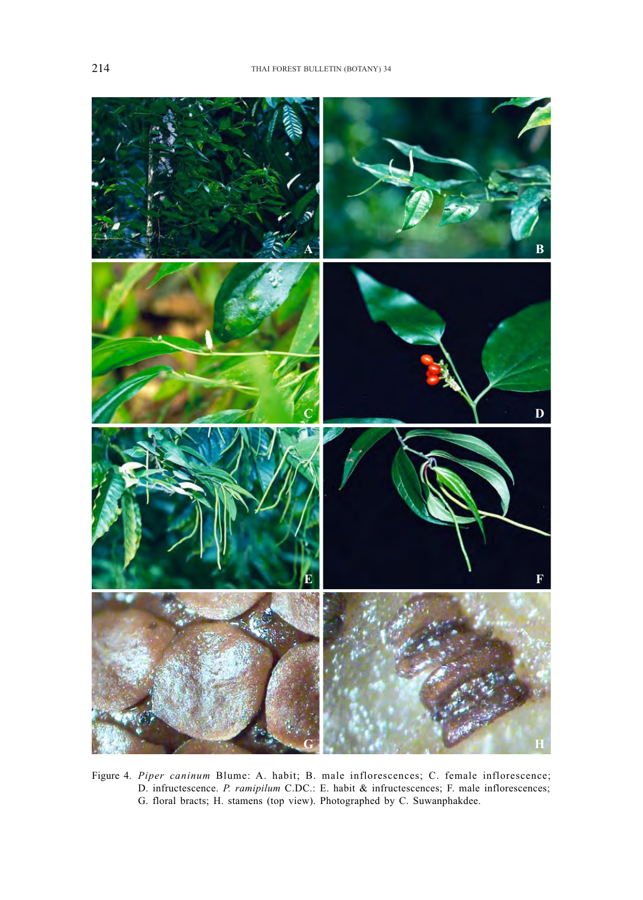Figure 4. *Piper caninum* Blume: A. habit; B. male inflorescences; C. female inflorescence; D. infructescence. *P. ramipilum* C.DC.: E. habit & infructescences; F. male inflorescences; G. floral bracts; H. stamens (top view). Photographed by C. Suwanphakdee.